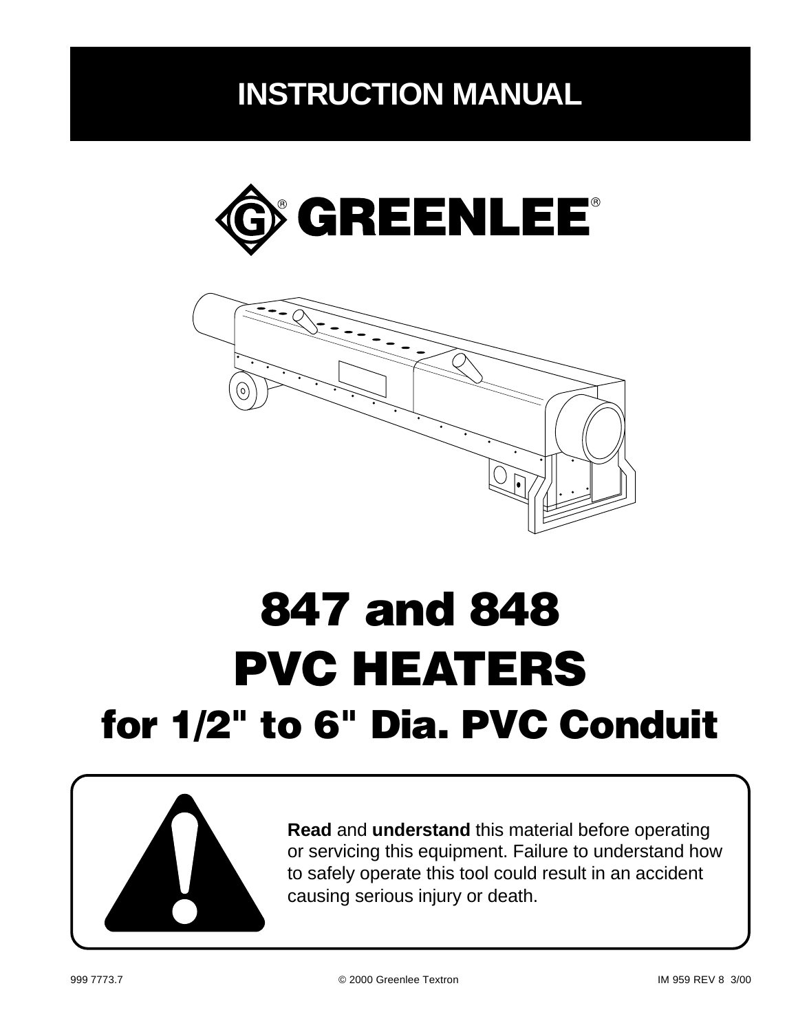# INSTRUCTION MANUAL

GREENLEE®

# 847 and 848 PVC HEATERS

## for 1/2" to 6" Dia. PVC Conduit

**Read** and **understand** this material before operating or servicing this equipment. Failure to understand how to safely operate this tool could result in an accident causing serious injury or death.

999 7773.7 © 2000 Greenlee Textron IM 959 REV 8 3/00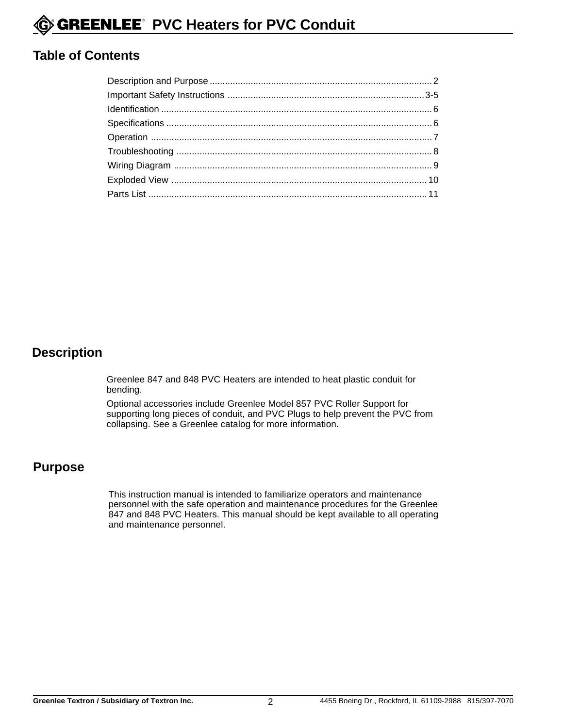## Table of Contents

| | |
|---|---|
| Description and Purpose | 2 |
| Important Safety Instructions | 3-5 |
| Identification | 6 |
| Specifications | 6 |
| Operation | 7 |
| Troubleshooting | 8 |
| Wiring Diagram | 9 |
| Exploded View | 10 |
| Parts List | 11 |

## Description

Greenlee 847 and 848 PVC Heaters are intended to heat plastic conduit for bending.

Optional accessories include Greenlee Model 857 PVC Roller Support for supporting long pieces of conduit, and PVC Plugs to help prevent the PVC from collapsing. See a Greenlee catalog for more information.

## Purpose

This instruction manual is intended to familiarize operators and maintenance personnel with the safe operation and maintenance procedures for the Greenlee 847 and 848 PVC Heaters. This manual should be kept available to all operating and maintenance personnel.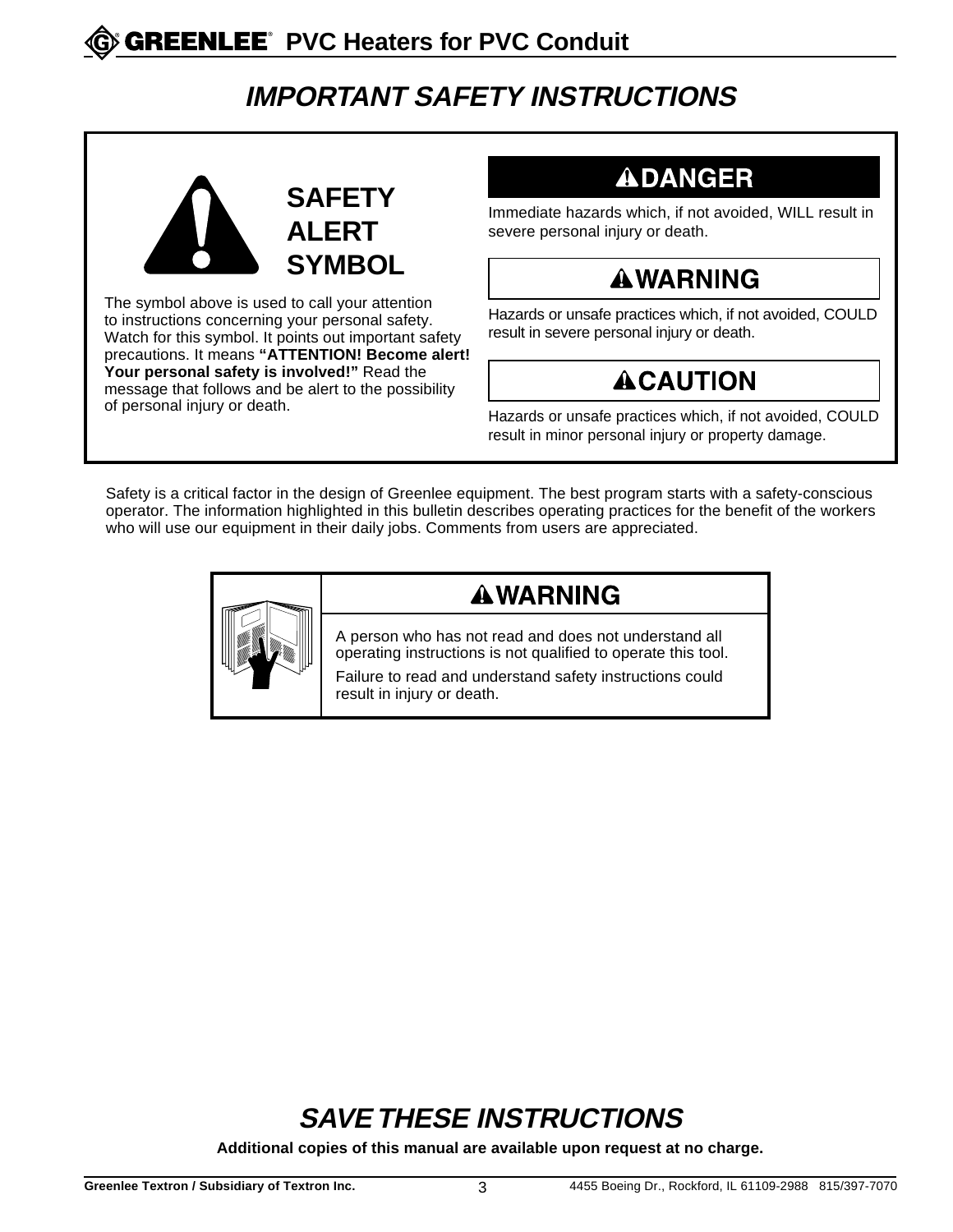# IMPORTANT SAFETY INSTRUCTIONS

**SAFETY ALERT SYMBOL**

The symbol above is used to call your attention to instructions concerning your personal safety. Watch for this symbol. It points out important safety precautions. It means **"ATTENTION! Become alert! Your personal safety is involved!"** Read the message that follows and be alert to the possibility of personal injury or death.

**⚠DANGER**

Immediate hazards which, if not avoided, WILL result in severe personal injury or death.

**⚠WARNING**

Hazards or unsafe practices which, if not avoided, COULD result in severe personal injury or death.

**⚠CAUTION**

Hazards or unsafe practices which, if not avoided, COULD result in minor personal injury or property damage.

Safety is a critical factor in the design of Greenlee equipment. The best program starts with a safety-conscious operator. The information highlighted in this bulletin describes operating practices for the benefit of the workers who will use our equipment in their daily jobs. Comments from users are appreciated.

**⚠WARNING**

A person who has not read and does not understand all operating instructions is not qualified to operate this tool.

Failure to read and understand safety instructions could result in injury or death.

## SAVE THESE INSTRUCTIONS

**Additional copies of this manual are available upon request at no charge.**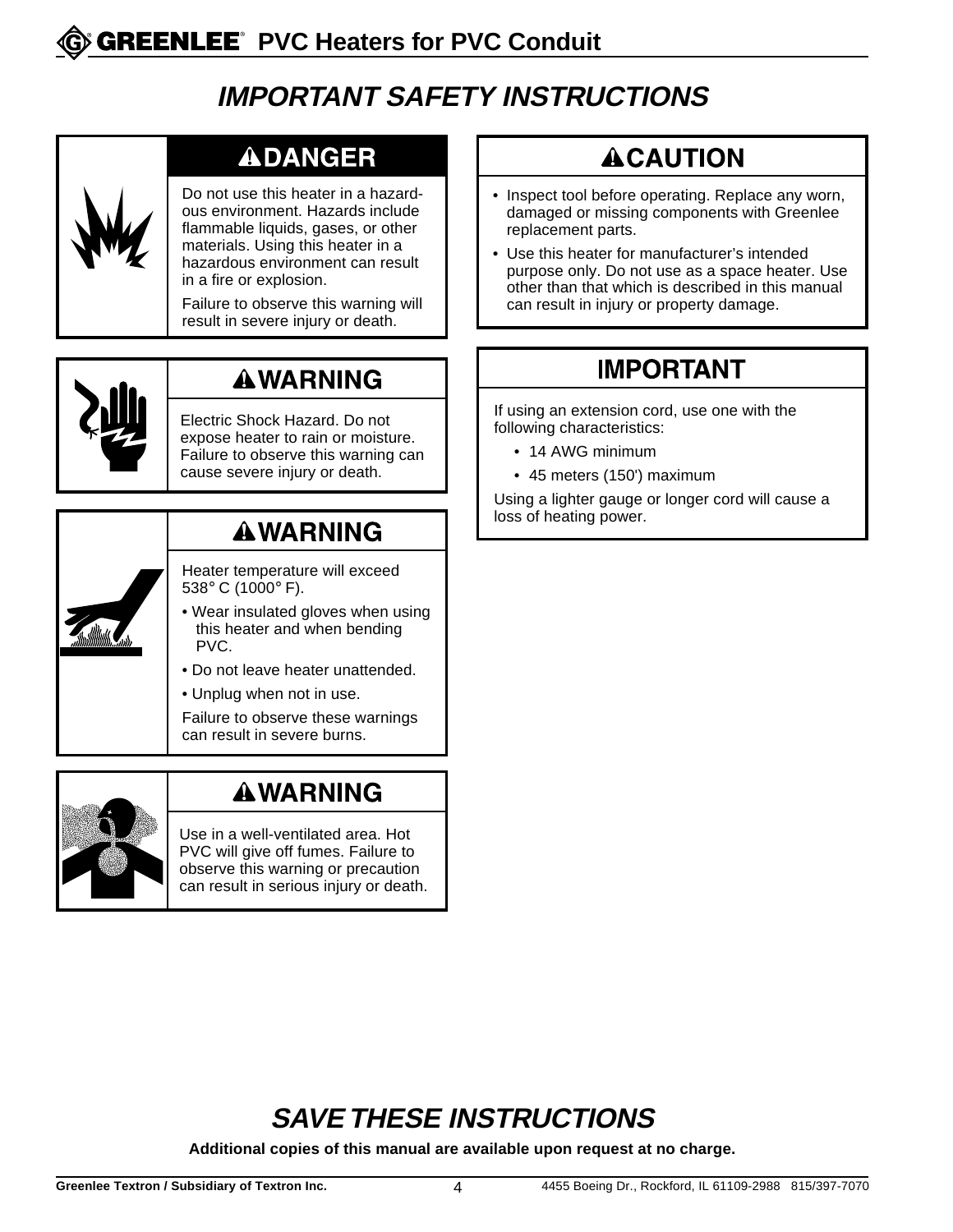# IMPORTANT SAFETY INSTRUCTIONS

## ⚠DANGER

Do not use this heater in a hazardous environment. Hazards include flammable liquids, gases, or other materials. Using this heater in a hazardous environment can result in a fire or explosion.

Failure to observe this warning will result in severe injury or death.

## ⚠WARNING

Electric Shock Hazard. Do not expose heater to rain or moisture. Failure to observe this warning can cause severe injury or death.

## ⚠WARNING

Heater temperature will exceed 538° C (1000° F).

- Wear insulated gloves when using this heater and when bending PVC.
- Do not leave heater unattended.
- Unplug when not in use.

Failure to observe these warnings can result in severe burns.

## ⚠WARNING

Use in a well-ventilated area. Hot PVC will give off fumes. Failure to observe this warning or precaution can result in serious injury or death.

## ⚠CAUTION

- Inspect tool before operating. Replace any worn, damaged or missing components with Greenlee replacement parts.
- Use this heater for manufacturer's intended purpose only. Do not use as a space heater. Use other than that which is described in this manual can result in injury or property damage.

## IMPORTANT

If using an extension cord, use one with the following characteristics:

- 14 AWG minimum
- 45 meters (150') maximum

Using a lighter gauge or longer cord will cause a loss of heating power.

# SAVE THESE INSTRUCTIONS

**Additional copies of this manual are available upon request at no charge.**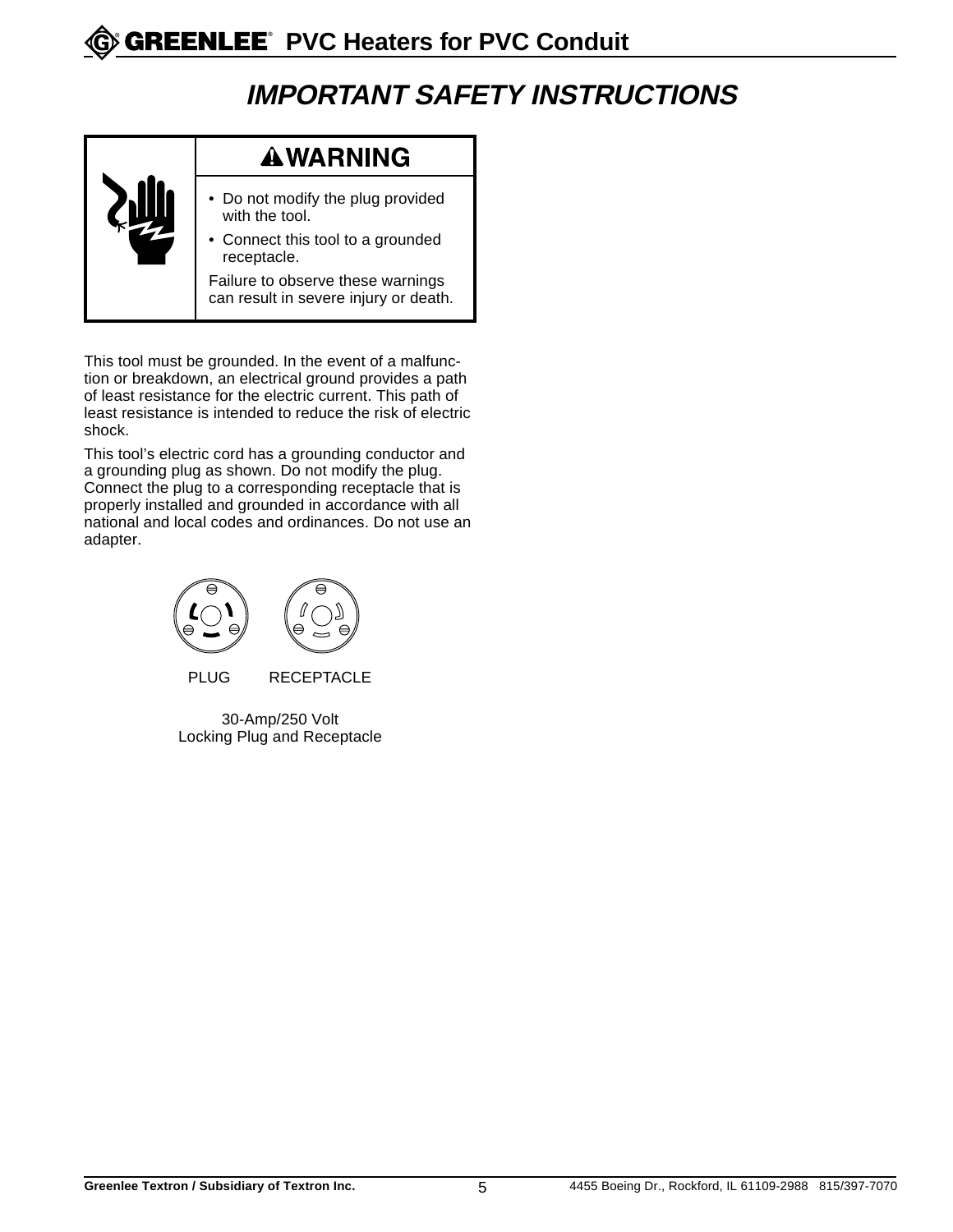# IMPORTANT SAFETY INSTRUCTIONS

**⚠WARNING**

- Do not modify the plug provided with the tool.
- Connect this tool to a grounded receptacle.

Failure to observe these warnings can result in severe injury or death.

This tool must be grounded. In the event of a malfunction or breakdown, an electrical ground provides a path of least resistance for the electric current. This path of least resistance is intended to reduce the risk of electric shock.

This tool's electric cord has a grounding conductor and a grounding plug as shown. Do not modify the plug. Connect the plug to a corresponding receptacle that is properly installed and grounded in accordance with all national and local codes and ordinances. Do not use an adapter.

PLUG RECEPTACLE

30-Amp/250 Volt
Locking Plug and Receptacle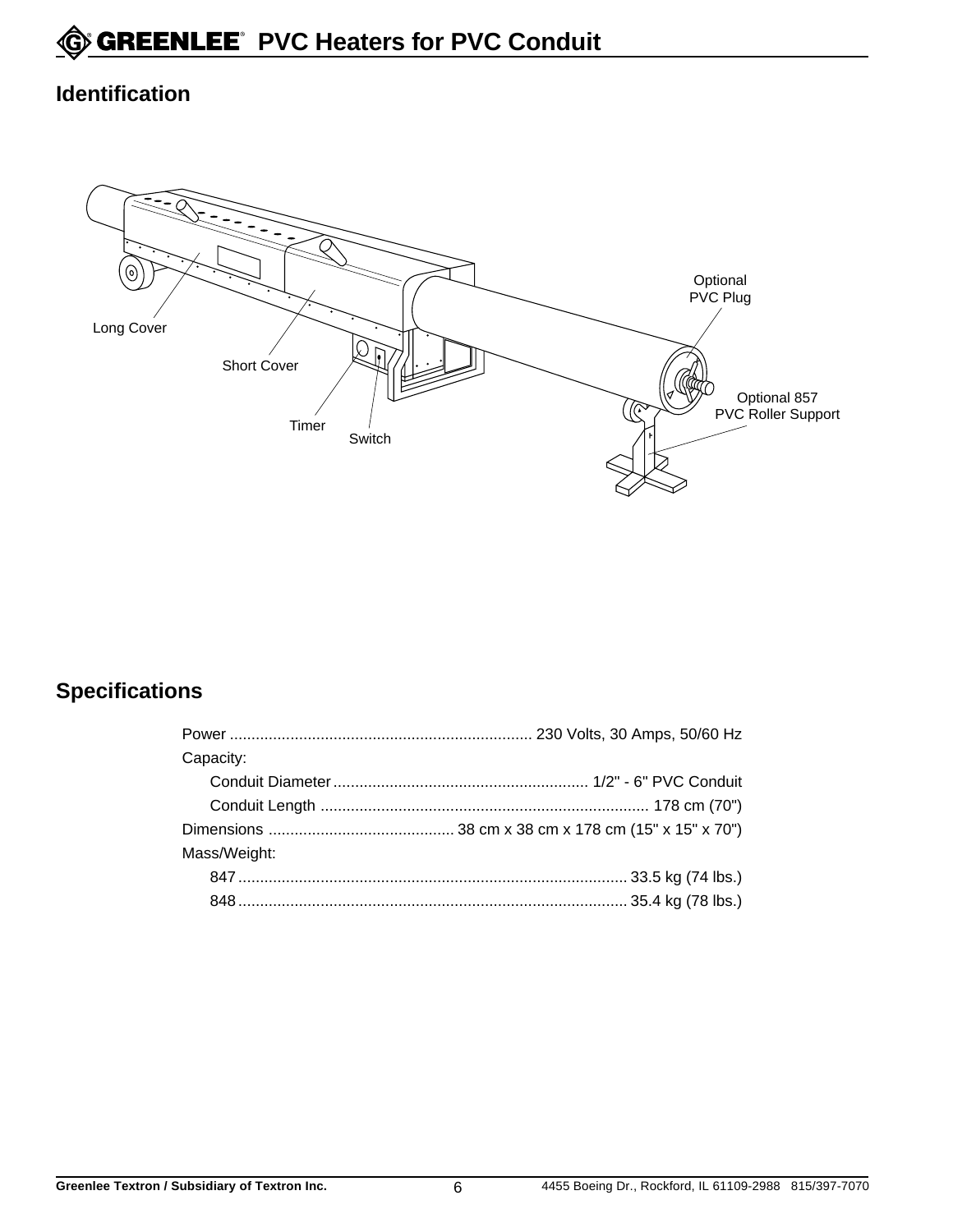## Identification

Long Cover

Short Cover

Timer

Switch

Optional PVC Plug

Optional 857 PVC Roller Support

## Specifications

Power ..................................................................... 230 Volts, 30 Amps, 50/60 Hz

Capacity:

- Conduit Diameter........................................................... 1/2" - 6" PVC Conduit
- Conduit Length ............................................................................ 178 cm (70")

Dimensions ........................................... 38 cm x 38 cm x 178 cm (15" x 15" x 70")

Mass/Weight:

- 847.......................................................................................... 33.5 kg (74 lbs.)
- 848.......................................................................................... 35.4 kg (78 lbs.)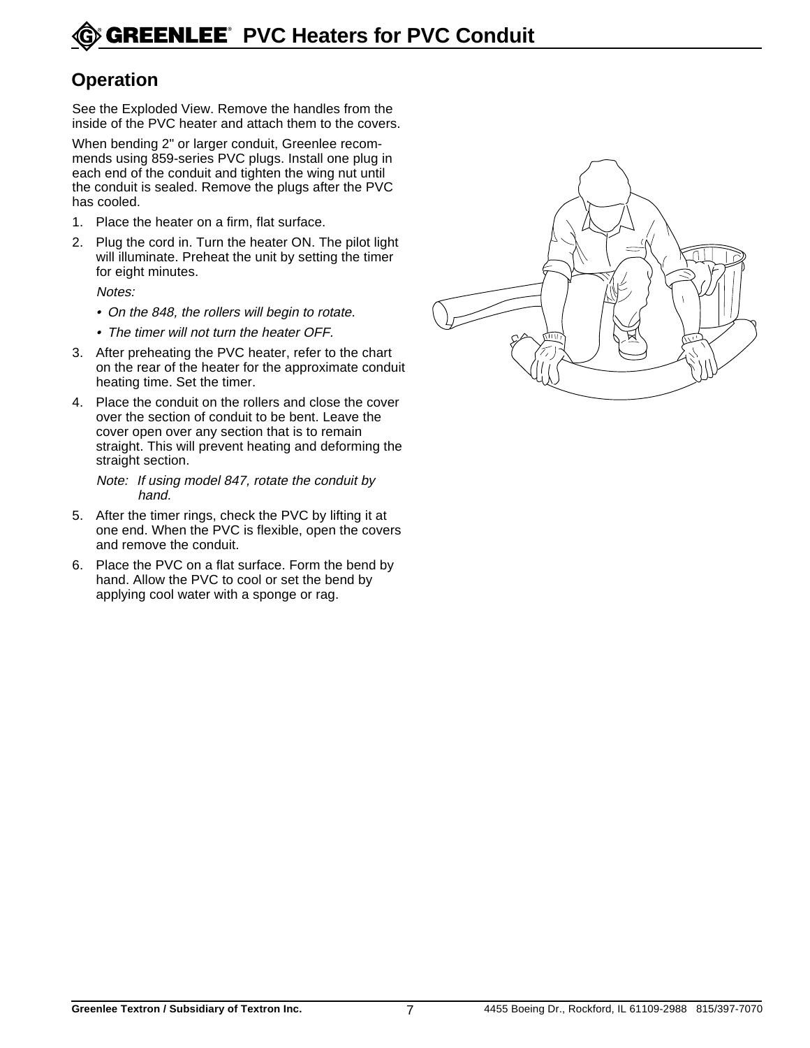## Operation

See the Exploded View. Remove the handles from the inside of the PVC heater and attach them to the covers.

When bending 2" or larger conduit, Greenlee recommends using 859-series PVC plugs. Install one plug in each end of the conduit and tighten the wing nut until the conduit is sealed. Remove the plugs after the PVC has cooled.

1. Place the heater on a firm, flat surface.
2. Plug the cord in. Turn the heater ON. The pilot light will illuminate. Preheat the unit by setting the timer for eight minutes.

   *Notes:*

   - *On the 848, the rollers will begin to rotate.*
   - *The timer will not turn the heater OFF.*

3. After preheating the PVC heater, refer to the chart on the rear of the heater for the approximate conduit heating time. Set the timer.
4. Place the conduit on the rollers and close the cover over the section of conduit to be bent. Leave the cover open over any section that is to remain straight. This will prevent heating and deforming the straight section.

   *Note: If using model 847, rotate the conduit by hand.*

5. After the timer rings, check the PVC by lifting it at one end. When the PVC is flexible, open the covers and remove the conduit.
6. Place the PVC on a flat surface. Form the bend by hand. Allow the PVC to cool or set the bend by applying cool water with a sponge or rag.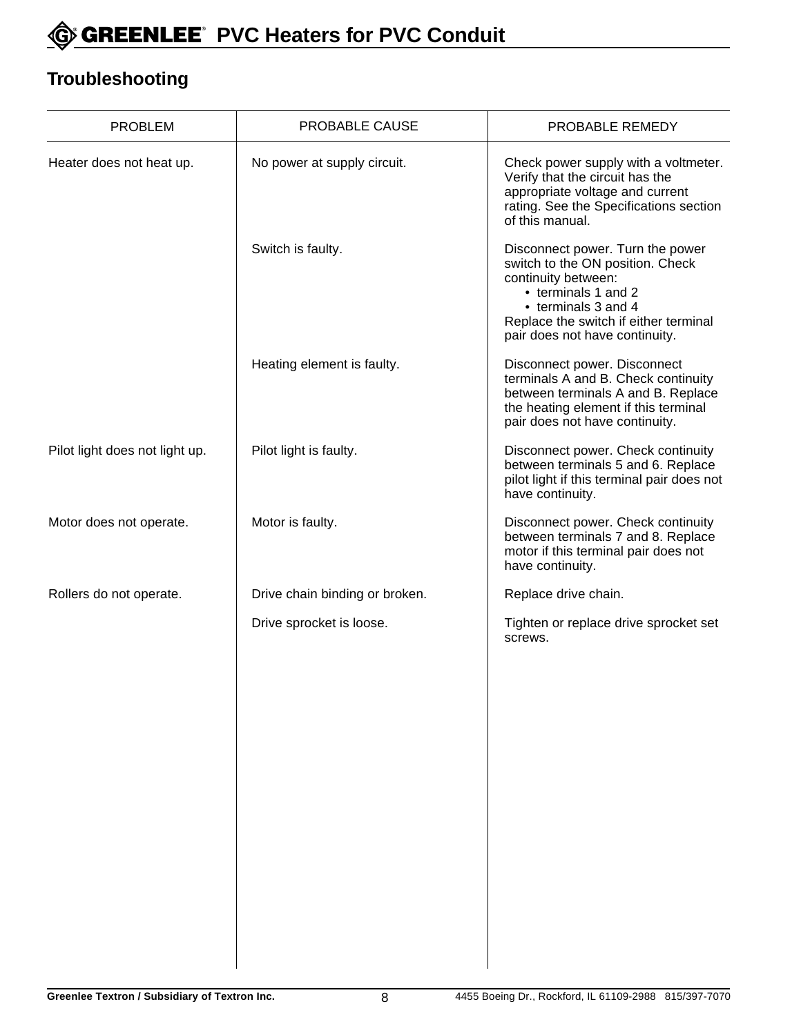## Troubleshooting

| PROBLEM | PROBABLE CAUSE | PROBABLE REMEDY |
|---|---|---|
| Heater does not heat up. | No power at supply circuit. | Check power supply with a voltmeter. Verify that the circuit has the appropriate voltage and current rating. See the Specifications section of this manual. |
| | Switch is faulty. | Disconnect power. Turn the power switch to the ON position. Check continuity between: • terminals 1 and 2 • terminals 3 and 4 Replace the switch if either terminal pair does not have continuity. |
| | Heating element is faulty. | Disconnect power. Disconnect terminals A and B. Check continuity between terminals A and B. Replace the heating element if this terminal pair does not have continuity. |
| Pilot light does not light up. | Pilot light is faulty. | Disconnect power. Check continuity between terminals 5 and 6. Replace pilot light if this terminal pair does not have continuity. |
| Motor does not operate. | Motor is faulty. | Disconnect power. Check continuity between terminals 7 and 8. Replace motor if this terminal pair does not have continuity. |
| Rollers do not operate. | Drive chain binding or broken. | Replace drive chain. |
| | Drive sprocket is loose. | Tighten or replace drive sprocket set screws. |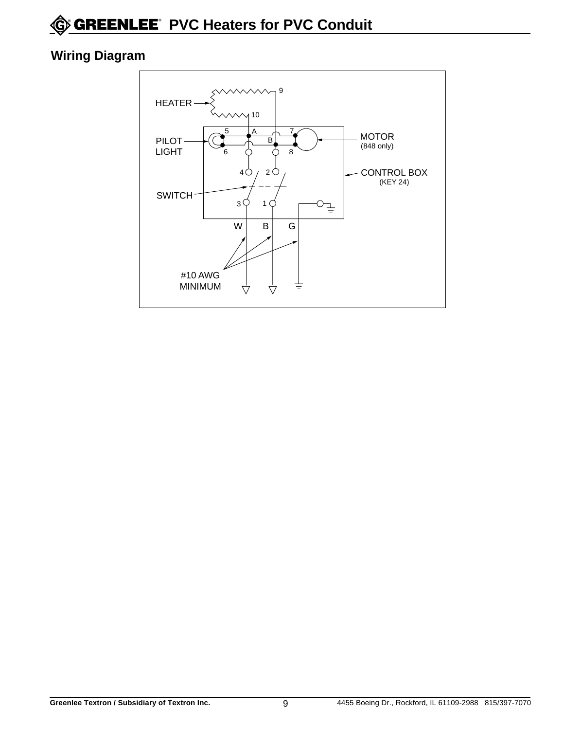## Wiring Diagram

HEATER

9

10

5 A 7

B

PILOT LIGHT

6 8

MOTOR (848 only)

4 2

CONTROL BOX (KEY 24)

SWITCH

3 1

W B G

#10 AWG MINIMUM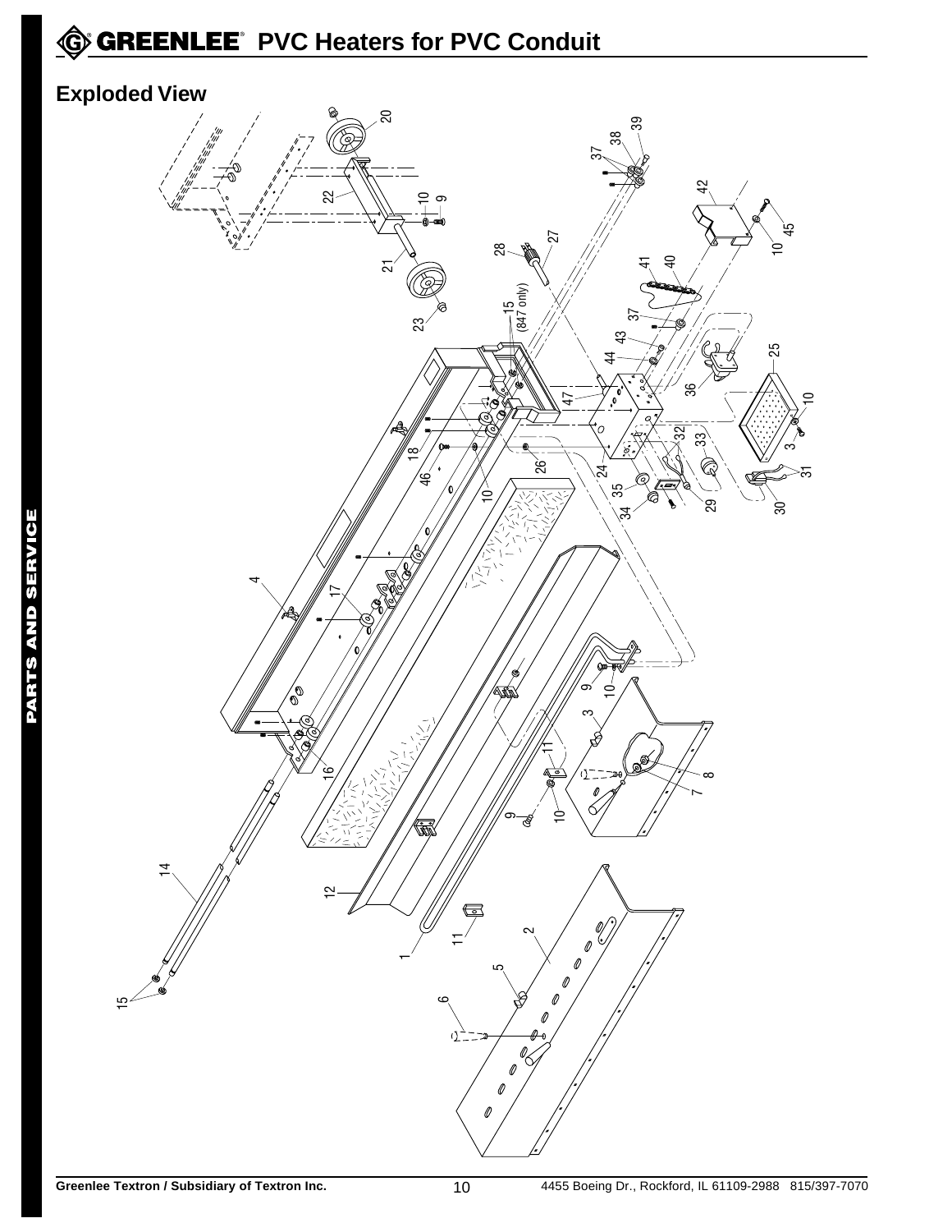## Exploded View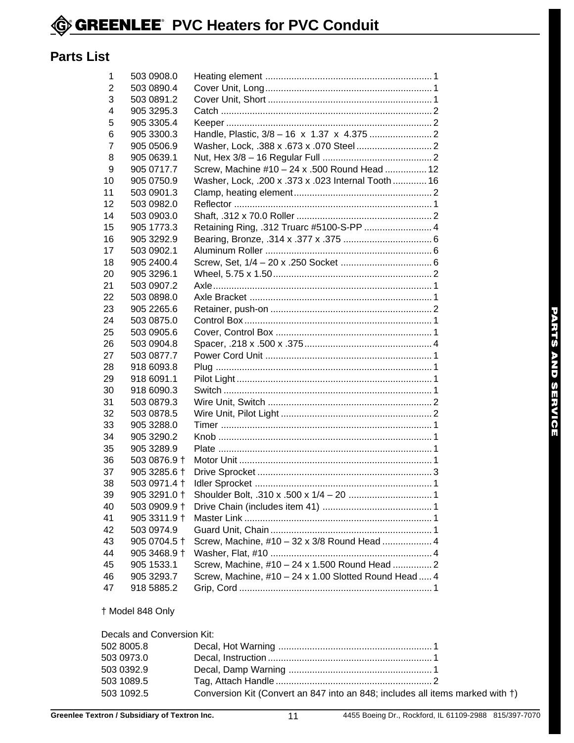# GREENLEE PVC Heaters for PVC Conduit

## Parts List

| | | | |
|---|---|---|---|
| 1 | 503 0908.0 | Heating element | 1 |
| 2 | 503 0890.4 | Cover Unit, Long | 1 |
| 3 | 503 0891.2 | Cover Unit, Short | 1 |
| 4 | 905 3295.3 | Catch | 2 |
| 5 | 905 3305.4 | Keeper | 2 |
| 6 | 905 3300.3 | Handle, Plastic, 3/8 – 16 x 1.37 x 4.375 | 2 |
| 7 | 905 0506.9 | Washer, Lock, .388 x .673 x .070 Steel | 2 |
| 8 | 905 0639.1 | Nut, Hex 3/8 – 16 Regular Full | 2 |
| 9 | 905 0717.7 | Screw, Machine #10 – 24 x .500 Round Head | 12 |
| 10 | 905 0750.9 | Washer, Lock, .200 x .373 x .023 Internal Tooth | 16 |
| 11 | 503 0901.3 | Clamp, heating element | 2 |
| 12 | 503 0982.0 | Reflector | 1 |
| 14 | 503 0903.0 | Shaft, .312 x 70.0 Roller | 2 |
| 15 | 905 1773.3 | Retaining Ring, .312 Truarc #5100-S-PP | 4 |
| 16 | 905 3292.9 | Bearing, Bronze, .314 x .377 x .375 | 6 |
| 17 | 503 0902.1 | Aluminum Roller | 6 |
| 18 | 905 2400.4 | Screw, Set, 1/4 – 20 x .250 Socket | 6 |
| 20 | 905 3296.1 | Wheel, 5.75 x 1.50 | 2 |
| 21 | 503 0907.2 | Axle | 1 |
| 22 | 503 0898.0 | Axle Bracket | 1 |
| 23 | 905 2265.6 | Retainer, push-on | 2 |
| 24 | 503 0875.0 | Control Box | 1 |
| 25 | 503 0905.6 | Cover, Control Box | 1 |
| 26 | 503 0904.8 | Spacer, .218 x .500 x .375 | 4 |
| 27 | 503 0877.7 | Power Cord Unit | 1 |
| 28 | 918 6093.8 | Plug | 1 |
| 29 | 918 6091.1 | Pilot Light | 1 |
| 30 | 918 6090.3 | Switch | 1 |
| 31 | 503 0879.3 | Wire Unit, Switch | 2 |
| 32 | 503 0878.5 | Wire Unit, Pilot Light | 2 |
| 33 | 905 3288.0 | Timer | 1 |
| 34 | 905 3290.2 | Knob | 1 |
| 35 | 905 3289.9 | Plate | 1 |
| 36 | 503 0876.9 † | Motor Unit | 1 |
| 37 | 905 3285.6 † | Drive Sprocket | 3 |
| 38 | 503 0971.4 † | Idler Sprocket | 1 |
| 39 | 905 3291.0 † | Shoulder Bolt, .310 x .500 x 1/4 – 20 | 1 |
| 40 | 503 0909.9 † | Drive Chain (includes item 41) | 1 |
| 41 | 905 3311.9 † | Master Link | 1 |
| 42 | 503 0974.9 | Guard Unit, Chain | 1 |
| 43 | 905 0704.5 † | Screw, Machine, #10 – 32 x 3/8 Round Head | 4 |
| 44 | 905 3468.9 † | Washer, Flat, #10 | 4 |
| 45 | 905 1533.1 | Screw, Machine, #10 – 24 x 1.500 Round Head | 2 |
| 46 | 905 3293.7 | Screw, Machine, #10 – 24 x 1.00 Slotted Round Head | 4 |
| 47 | 918 5885.2 | Grip, Cord | 1 |

† Model 848 Only

Decals and Conversion Kit:

| | | |
|---|---|---|
| 502 8005.8 | Decal, Hot Warning | 1 |
| 503 0973.0 | Decal, Instruction | 1 |
| 503 0392.9 | Decal, Damp Warning | 1 |
| 503 1089.5 | Tag, Attach Handle | 2 |
| 503 1092.5 | Conversion Kit (Convert an 847 into an 848; includes all items marked with †) | |

PARTS AND SERVICE

Greenlee Textron / Subsidiary of Textron Inc. 4455 Boeing Dr., Rockford, IL 61109-2988 815/397-7070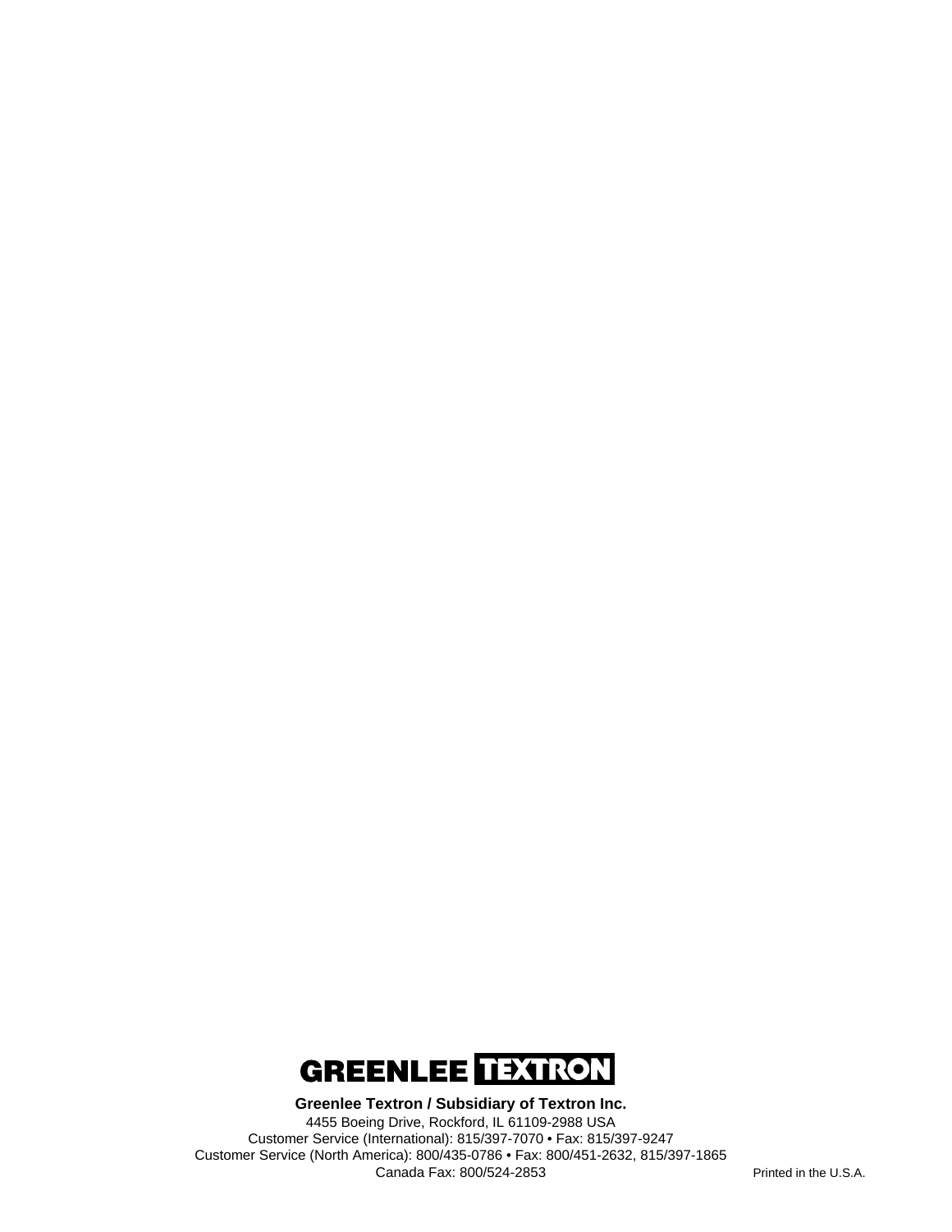GREENLEE TEXTRON

**Greenlee Textron / Subsidiary of Textron Inc.**

4455 Boeing Drive, Rockford, IL 61109-2988 USA

Customer Service (International): 815/397-7070 • Fax: 815/397-9247

Customer Service (North America): 800/435-0786 • Fax: 800/451-2632, 815/397-1865

Canada Fax: 800/524-2853

Printed in the U.S.A.